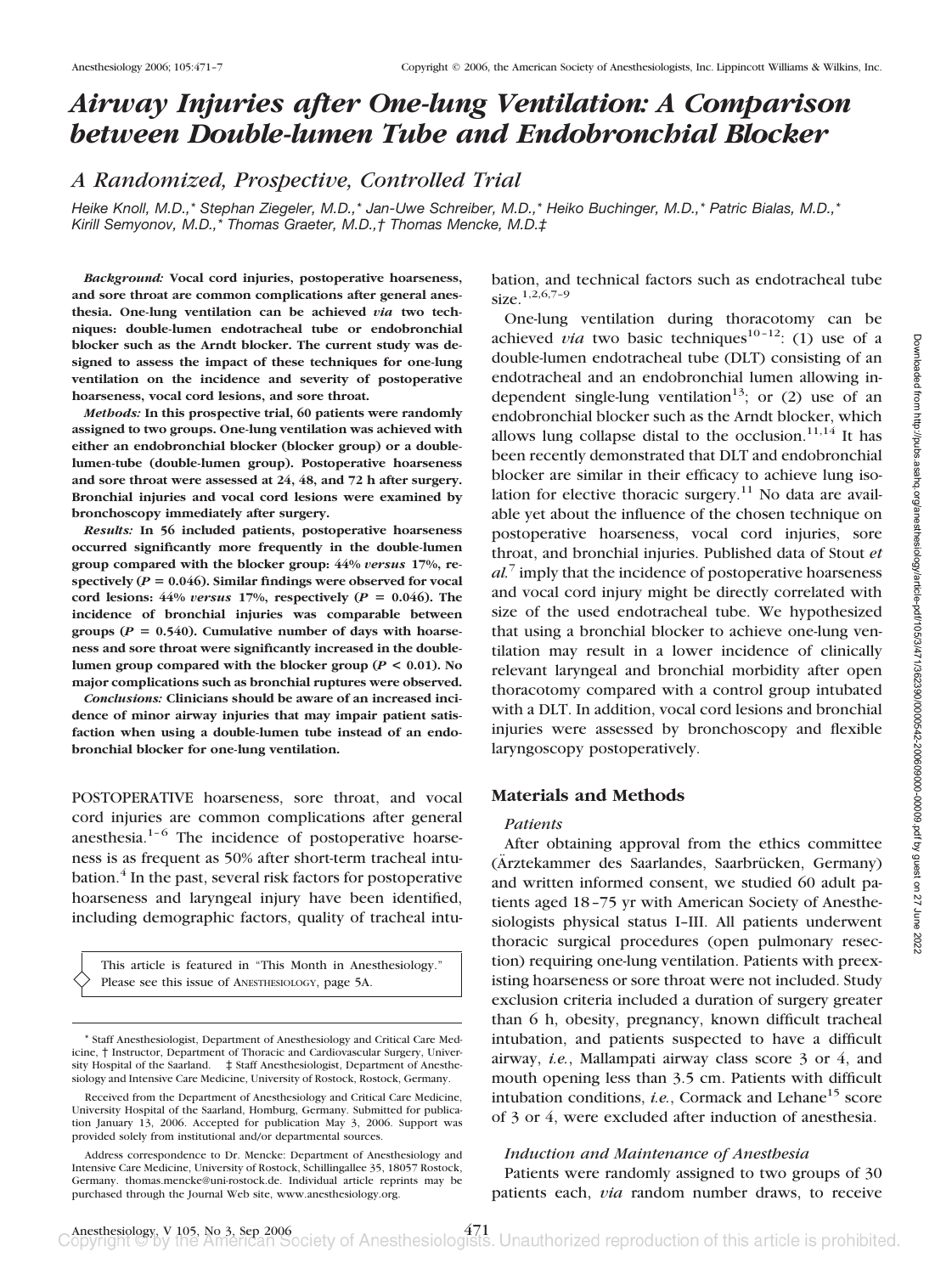# Airway Injuries after One-lung Ventilation: A Comparison between Double-lumen Tube and Endobronchial Blocker

## A Randomized, Prospective, Controlled Trial

*Heike Knoll, M.D.,\* Stephan Ziegeler, M.D.,\* Jan-Uwe Schreiber, M.D.,\* Heiko Buchinger, M.D.,\* Patric Bialas, M.D.,\* Kirill Semyonov, M.D.,\* Thomas Graeter, M.D.,† Thomas Mencke, M.D.‡*

***Background:*** **Vocal cord injuries, postoperative hoarseness, and sore throat are common complications after general anesthesia. One-lung ventilation can be achieved *via* two techniques: double-lumen endotracheal tube or endobronchial blocker such as the Arndt blocker. The current study was designed to assess the impact of these techniques for one-lung ventilation on the incidence and severity of postoperative hoarseness, vocal cord lesions, and sore throat.**

***Methods:*** **In this prospective trial, 60 patients were randomly assigned to two groups. One-lung ventilation was achieved with either an endobronchial blocker (blocker group) or a double-lumen-tube (double-lumen group). Postoperative hoarseness and sore throat were assessed at 24, 48, and 72 h after surgery. Bronchial injuries and vocal cord lesions were examined by bronchoscopy immediately after surgery.**

***Results:*** **In 56 included patients, postoperative hoarseness occurred significantly more frequently in the double-lumen group compared with the blocker group: 44% *versus* 17%, respectively ($P = 0.046$). Similar findings were observed for vocal cord lesions: 44% *versus* 17%, respectively ($P = 0.046$). The incidence of bronchial injuries was comparable between groups ($P = 0.540$). Cumulative number of days with hoarseness and sore throat were significantly increased in the double-lumen group compared with the blocker group ($P < 0.01$). No major complications such as bronchial ruptures were observed.**

***Conclusions:*** **Clinicians should be aware of an increased incidence of minor airway injuries that may impair patient satisfaction when using a double-lumen tube instead of an endobronchial blocker for one-lung ventilation.**

POSTOPERATIVE hoarseness, sore throat, and vocal cord injuries are common complications after general anesthesia.[1–6] The incidence of postoperative hoarseness is as frequent as 50% after short-term tracheal intubation.[4] In the past, several risk factors for postoperative hoarseness and laryngeal injury have been identified, including demographic factors, quality of tracheal intubation, and technical factors such as endotracheal tube size.[1,2,6,7–9]

One-lung ventilation during thoracotomy can be achieved *via* two basic techniques[10–12]: (1) use of a double-lumen endotracheal tube (DLT) consisting of an endotracheal and an endobronchial lumen allowing independent single-lung ventilation[13]; or (2) use of an endobronchial blocker such as the Arndt blocker, which allows lung collapse distal to the occlusion.[11,14] It has been recently demonstrated that DLT and endobronchial blocker are similar in their efficacy to achieve lung isolation for elective thoracic surgery.[11] No data are available yet about the influence of the chosen technique on postoperative hoarseness, vocal cord injuries, sore throat, and bronchial injuries. Published data of Stout *et al.*[7] imply that the incidence of postoperative hoarseness and vocal cord injury might be directly correlated with size of the used endotracheal tube. We hypothesized that using a bronchial blocker to achieve one-lung ventilation may result in a lower incidence of clinically relevant laryngeal and bronchial morbidity after open thoracotomy compared with a control group intubated with a DLT. In addition, vocal cord lesions and bronchial injuries were assessed by bronchoscopy and flexible laryngoscopy postoperatively.

## Materials and Methods

### *Patients*

After obtaining approval from the ethics committee (Ärztekammer des Saarlandes, Saarbrücken, Germany) and written informed consent, we studied 60 adult patients aged 18–75 yr with American Society of Anesthesiologists physical status I–III. All patients underwent thoracic surgical procedures (open pulmonary resection) requiring one-lung ventilation. Patients with preexisting hoarseness or sore throat were not included. Study exclusion criteria included a duration of surgery greater than 6 h, obesity, pregnancy, known difficult tracheal intubation, and patients suspected to have a difficult airway, *i.e.*, Mallampati airway class score 3 or 4, and mouth opening less than 3.5 cm. Patients with difficult intubation conditions, *i.e.*, Cormack and Lehane[15] score of 3 or 4, were excluded after induction of anesthesia.

### *Induction and Maintenance of Anesthesia*

Patients were randomly assigned to two groups of 30 patients each, *via* random number draws, to receive

This article is featured in "This Month in Anesthesiology." Please see this issue of ANESTHESIOLOGY, page 5A.

\* Staff Anesthesiologist, Department of Anesthesiology and Critical Care Medicine, † Instructor, Department of Thoracic and Cardiovascular Surgery, University Hospital of the Saarland. ‡ Staff Anesthesiologist, Department of Anesthesiology and Intensive Care Medicine, University of Rostock, Rostock, Germany.

Received from the Department of Anesthesiology and Critical Care Medicine, University Hospital of the Saarland, Homburg, Germany. Submitted for publication January 13, 2006. Accepted for publication May 3, 2006. Support was provided solely from institutional and/or departmental sources.

Address correspondence to Dr. Mencke: Department of Anesthesiology and Intensive Care Medicine, University of Rostock, Schillingallee 35, 18057 Rostock, Germany. thomas.mencke@uni-rostock.de. Individual article reprints may be purchased through the Journal Web site, www.anesthesiology.org.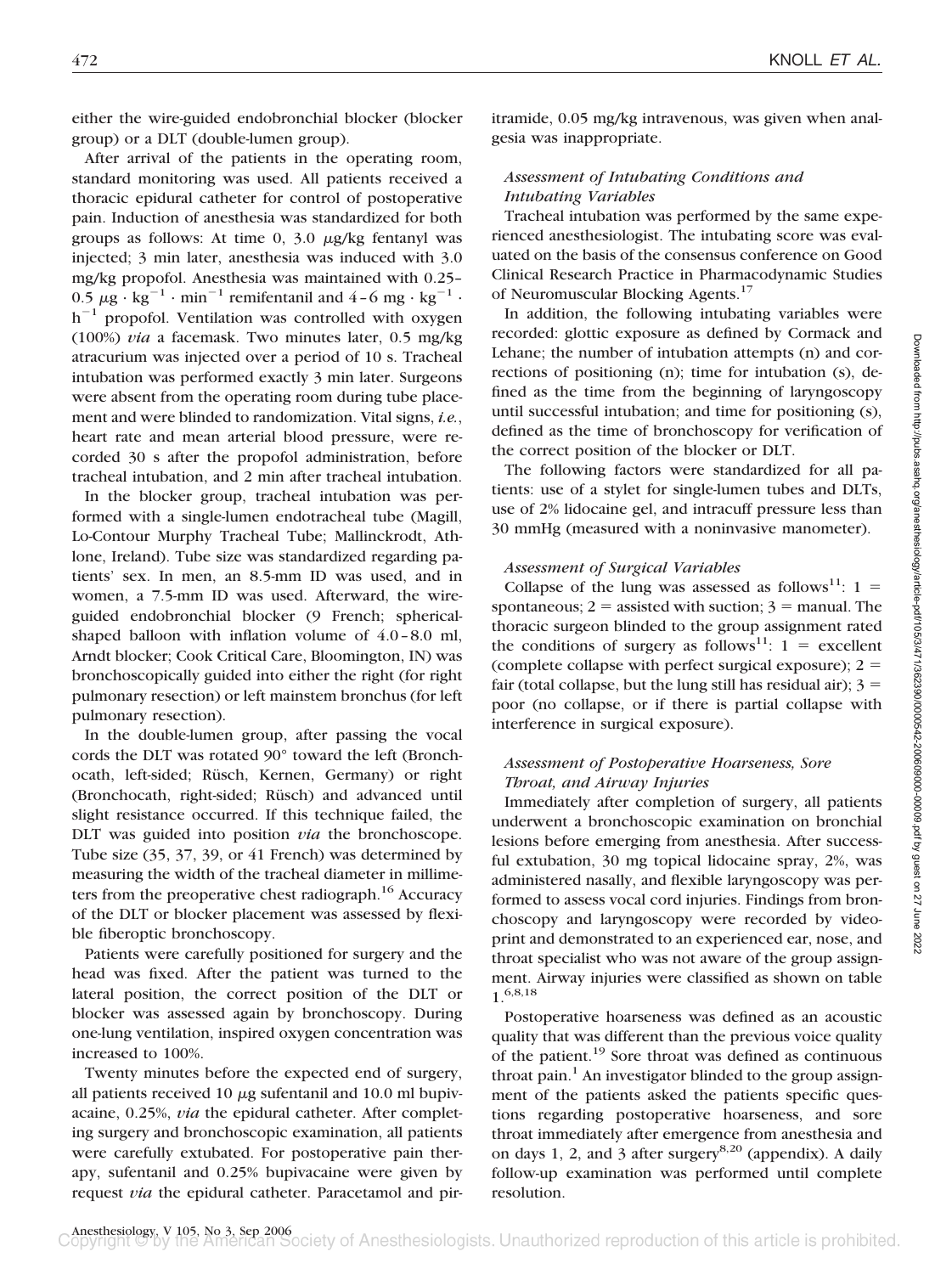either the wire-guided endobronchial blocker (blocker group) or a DLT (double-lumen group).

After arrival of the patients in the operating room, standard monitoring was used. All patients received a thoracic epidural catheter for control of postoperative pain. Induction of anesthesia was standardized for both groups as follows: At time 0, 3.0 $\mu$g/kg fentanyl was injected; 3 min later, anesthesia was induced with 3.0 mg/kg propofol. Anesthesia was maintained with 0.25–0.5 $\mu g \cdot kg^{-1} \cdot min^{-1}$ remifentanil and 4–6 $mg \cdot kg^{-1} \cdot h^{-1}$ propofol. Ventilation was controlled with oxygen (100%) *via* a facemask. Two minutes later, 0.5 mg/kg atracurium was injected over a period of 10 s. Tracheal intubation was performed exactly 3 min later. Surgeons were absent from the operating room during tube placement and were blinded to randomization. Vital signs, *i.e.*, heart rate and mean arterial blood pressure, were recorded 30 s after the propofol administration, before tracheal intubation, and 2 min after tracheal intubation.

In the blocker group, tracheal intubation was performed with a single-lumen endotracheal tube (Magill, Lo-Contour Murphy Tracheal Tube; Mallinckrodt, Athlone, Ireland). Tube size was standardized regarding patients' sex. In men, an 8.5-mm ID was used, and in women, a 7.5-mm ID was used. Afterward, the wire-guided endobronchial blocker (9 French; spherical-shaped balloon with inflation volume of 4.0–8.0 ml, Arndt blocker; Cook Critical Care, Bloomington, IN) was bronchoscopically guided into either the right (for right pulmonary resection) or left mainstem bronchus (for left pulmonary resection).

In the double-lumen group, after passing the vocal cords the DLT was rotated 90° toward the left (Bronchocath, left-sided; Rüsch, Kernen, Germany) or right (Bronchocath, right-sided; Rüsch) and advanced until slight resistance occurred. If this technique failed, the DLT was guided into position *via* the bronchoscope. Tube size (35, 37, 39, or 41 French) was determined by measuring the width of the tracheal diameter in millimeters from the preoperative chest radiograph.[16] Accuracy of the DLT or blocker placement was assessed by flexible fiberoptic bronchoscopy.

Patients were carefully positioned for surgery and the head was fixed. After the patient was turned to the lateral position, the correct position of the DLT or blocker was assessed again by bronchoscopy. During one-lung ventilation, inspired oxygen concentration was increased to 100%.

Twenty minutes before the expected end of surgery, all patients received 10 $\mu$g sufentanil and 10.0 ml bupivacaine, 0.25%, *via* the epidural catheter. After completing surgery and bronchoscopic examination, all patients were carefully extubated. For postoperative pain therapy, sufentanil and 0.25% bupivacaine were given by request *via* the epidural catheter. Paracetamol and piritramide, 0.05 mg/kg intravenous, was given when analgesia was inappropriate.

### *Assessment of Intubating Conditions and Intubating Variables*

Tracheal intubation was performed by the same experienced anesthesiologist. The intubating score was evaluated on the basis of the consensus conference on Good Clinical Research Practice in Pharmacodynamic Studies of Neuromuscular Blocking Agents.[17]

In addition, the following intubating variables were recorded: glottic exposure as defined by Cormack and Lehane; the number of intubation attempts (n) and corrections of positioning (n); time for intubation (s), defined as the time from the beginning of laryngoscopy until successful intubation; and time for positioning (s), defined as the time of bronchoscopy for verification of the correct position of the blocker or DLT.

The following factors were standardized for all patients: use of a stylet for single-lumen tubes and DLTs, use of 2% lidocaine gel, and intracuff pressure less than 30 mmHg (measured with a noninvasive manometer).

### *Assessment of Surgical Variables*

Collapse of the lung was assessed as follows[11]: 1 = spontaneous; 2 = assisted with suction; 3 = manual. The thoracic surgeon blinded to the group assignment rated the conditions of surgery as follows[11]: 1 = excellent (complete collapse with perfect surgical exposure); 2 = fair (total collapse, but the lung still has residual air); 3 = poor (no collapse, or if there is partial collapse with interference in surgical exposure).

### *Assessment of Postoperative Hoarseness, Sore Throat, and Airway Injuries*

Immediately after completion of surgery, all patients underwent a bronchoscopic examination on bronchial lesions before emerging from anesthesia. After successful extubation, 30 mg topical lidocaine spray, 2%, was administered nasally, and flexible laryngoscopy was performed to assess vocal cord injuries. Findings from bronchoscopy and laryngoscopy were recorded by videoprint and demonstrated to an experienced ear, nose, and throat specialist who was not aware of the group assignment. Airway injuries were classified as shown on table 1.[6,8,18]

Postoperative hoarseness was defined as an acoustic quality that was different than the previous voice quality of the patient.[19] Sore throat was defined as continuous throat pain.[1] An investigator blinded to the group assignment of the patients asked the patients specific questions regarding postoperative hoarseness, and sore throat immediately after emergence from anesthesia and on days 1, 2, and 3 after surgery[8,20] (appendix). A daily follow-up examination was performed until complete resolution.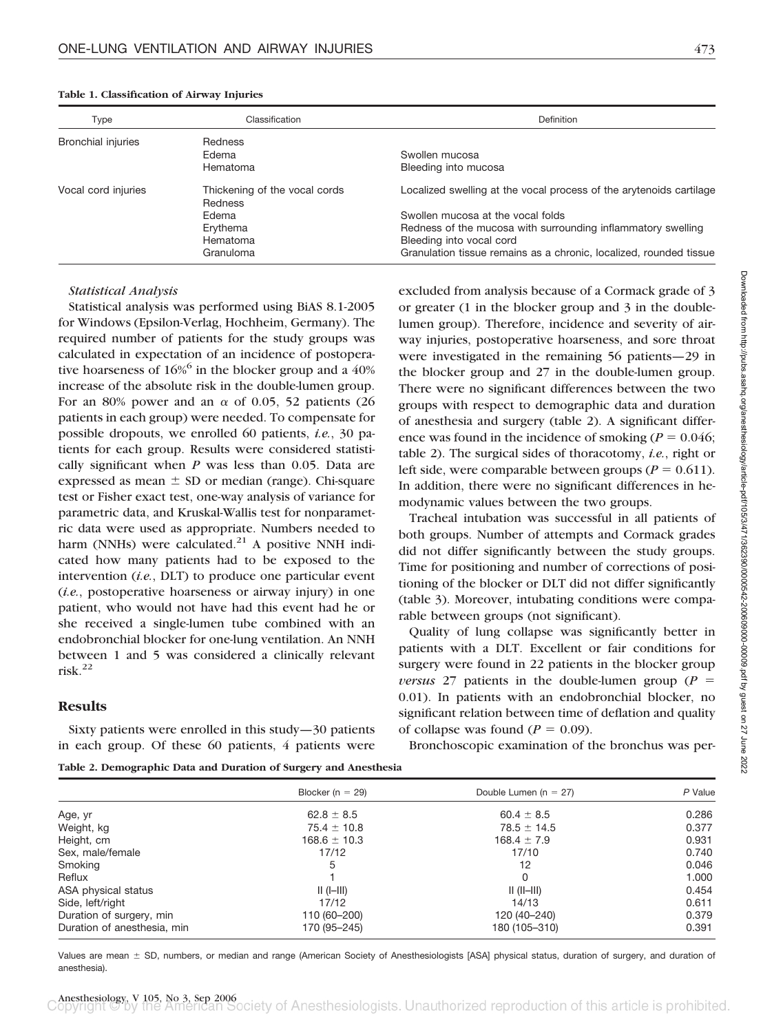**Table 1. Classification of Airway Injuries**

| Type | Classification | Definition |
|---|---|---|
| Bronchial injuries | Redness | |
| | Edema | Swollen mucosa |
| | Hematoma | Bleeding into mucosa |
| Vocal cord injuries | Thickening of the vocal cords | Localized swelling at the vocal process of the arytenoids cartilage |
| | Redness | |
| | Edema | Swollen mucosa at the vocal folds |
| | Erythema | Redness of the mucosa with surrounding inflammatory swelling |
| | Hematoma | Bleeding into vocal cord |
| | Granuloma | Granulation tissue remains as a chronic, localized, rounded tissue |

*Statistical Analysis*

Statistical analysis was performed using BiAS 8.1-2005 for Windows (Epsilon-Verlag, Hochheim, Germany). The required number of patients for the study groups was calculated in expectation of an incidence of postoperative hoarseness of 16%[6] in the blocker group and a 40% increase of the absolute risk in the double-lumen group. For an 80% power and an $\alpha$ of 0.05, 52 patients (26 patients in each group) were needed. To compensate for possible dropouts, we enrolled 60 patients, *i.e.*, 30 patients for each group. Results were considered statistically significant when *P* was less than 0.05. Data are expressed as mean ± SD or median (range). Chi-square test or Fisher exact test, one-way analysis of variance for parametric data, and Kruskal-Wallis test for nonparametric data were used as appropriate. Numbers needed to harm (NNHs) were calculated.[21] A positive NNH indicated how many patients had to be exposed to the intervention (*i.e.*, DLT) to produce one particular event (*i.e.*, postoperative hoarseness or airway injury) in one patient, who would not have had this event had he or she received a single-lumen tube combined with an endobronchial blocker for one-lung ventilation. An NNH between 1 and 5 was considered a clinically relevant risk.[22]

## Results

Sixty patients were enrolled in this study—30 patients in each group. Of these 60 patients, 4 patients were excluded from analysis because of a Cormack grade of 3 or greater (1 in the blocker group and 3 in the double-lumen group). Therefore, incidence and severity of airway injuries, postoperative hoarseness, and sore throat were investigated in the remaining 56 patients—29 in the blocker group and 27 in the double-lumen group. There were no significant differences between the two groups with respect to demographic data and duration of anesthesia and surgery (table 2). A significant difference was found in the incidence of smoking ($P = 0.046$; table 2). The surgical sides of thoracotomy, *i.e.*, right or left side, were comparable between groups ($P = 0.611$). In addition, there were no significant differences in hemodynamic values between the two groups.

Tracheal intubation was successful in all patients of both groups. Number of attempts and Cormack grades did not differ significantly between the study groups. Time for positioning and number of corrections of positioning of the blocker or DLT did not differ significantly (table 3). Moreover, intubating conditions were comparable between groups (not significant).

Quality of lung collapse was significantly better in patients with a DLT. Excellent or fair conditions for surgery were found in 22 patients in the blocker group *versus* 27 patients in the double-lumen group ($P = 0.01$). In patients with an endobronchial blocker, no significant relation between time of deflation and quality of collapse was found ($P = 0.09$).

Bronchoscopic examination of the bronchus was per-

**Table 2. Demographic Data and Duration of Surgery and Anesthesia**

| | Blocker (n = 29) | Double Lumen (n = 27) | *P* Value |
|---|---|---|---|
| Age, yr | 62.8 ± 8.5 | 60.4 ± 8.5 | 0.286 |
| Weight, kg | 75.4 ± 10.8 | 78.5 ± 14.5 | 0.377 |
| Height, cm | 168.6 ± 10.3 | 168.4 ± 7.9 | 0.931 |
| Sex, male/female | 17/12 | 17/10 | 0.740 |
| Smoking | 5 | 12 | 0.046 |
| Reflux | 1 | 0 | 1.000 |
| ASA physical status | II (I–III) | II (II–III) | 0.454 |
| Side, left/right | 17/12 | 14/13 | 0.611 |
| Duration of surgery, min | 110 (60–200) | 120 (40–240) | 0.379 |
| Duration of anesthesia, min | 170 (95–245) | 180 (105–310) | 0.391 |

Values are mean ± SD, numbers, or median and range (American Society of Anesthesiologists [ASA] physical status, duration of surgery, and duration of anesthesia).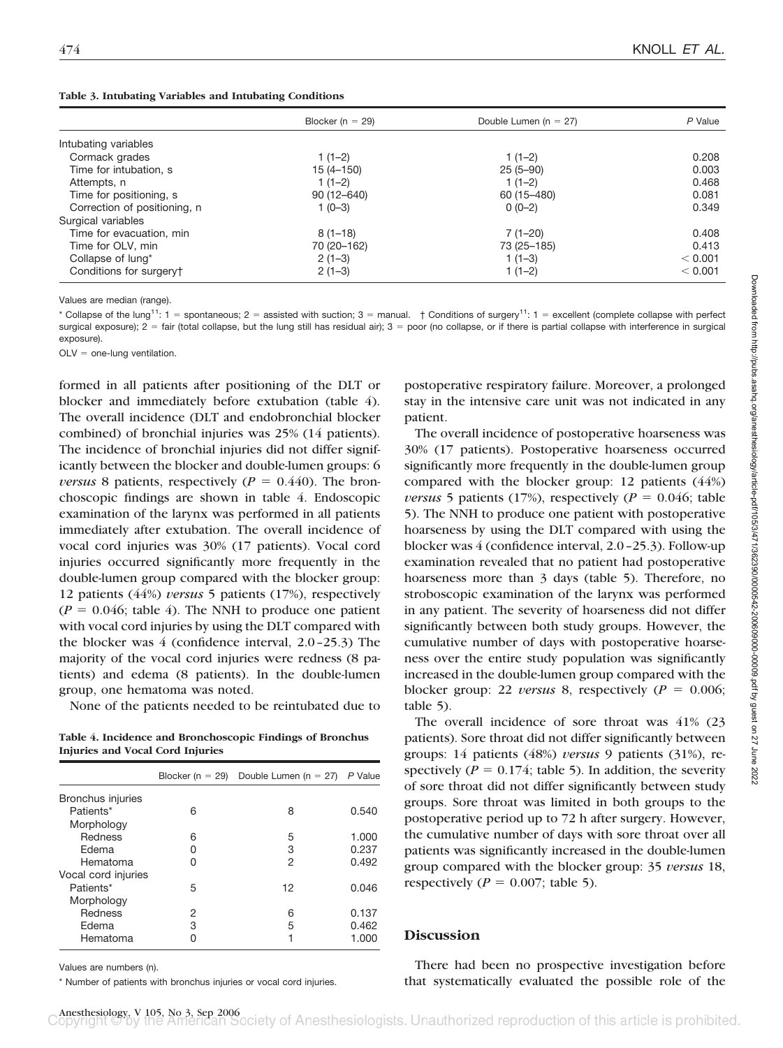**Table 3. Intubating Variables and Intubating Conditions**

| | Blocker (n = 29) | Double Lumen (n = 27) | *P* Value |
|---|---|---|---|
| Intubating variables | | | |
| Cormack grades | 1 (1–2) | 1 (1–2) | 0.208 |
| Time for intubation, s | 15 (4–150) | 25 (5–90) | 0.003 |
| Attempts, n | 1 (1–2) | 1 (1–2) | 0.468 |
| Time for positioning, s | 90 (12–640) | 60 (15–480) | 0.081 |
| Correction of positioning, n | 1 (0–3) | 0 (0–2) | 0.349 |
| Surgical variables | | | |
| Time for evacuation, min | 8 (1–18) | 7 (1–20) | 0.408 |
| Time for OLV, min | 70 (20–162) | 73 (25–185) | 0.413 |
| Collapse of lung* | 2 (1–3) | 1 (1–3) | < 0.001 |
| Conditions for surgery† | 2 (1–3) | 1 (1–2) | < 0.001 |

Values are median (range).

* Collapse of the lung[11]: 1 = spontaneous; 2 = assisted with suction; 3 = manual. † Conditions of surgery[11]: 1 = excellent (complete collapse with perfect surgical exposure); 2 = fair (total collapse, but the lung still has residual air); 3 = poor (no collapse, or if there is partial collapse with interference in surgical exposure).

OLV = one-lung ventilation.

formed in all patients after positioning of the DLT or blocker and immediately before extubation (table 4). The overall incidence (DLT and endobronchial blocker combined) of bronchial injuries was 25% (14 patients). The incidence of bronchial injuries did not differ significantly between the blocker and double-lumen groups: 6 *versus* 8 patients, respectively ($P = 0.440$). The bronchoscopic findings are shown in table 4. Endoscopic examination of the larynx was performed in all patients immediately after extubation. The overall incidence of vocal cord injuries was 30% (17 patients). Vocal cord injuries occurred significantly more frequently in the double-lumen group compared with the blocker group: 12 patients (44%) *versus* 5 patients (17%), respectively ($P = 0.046$; table 4). The NNH to produce one patient with vocal cord injuries by using the DLT compared with the blocker was 4 (confidence interval, 2.0–25.3) The majority of the vocal cord injuries were redness (8 patients) and edema (8 patients). In the double-lumen group, one hematoma was noted.

None of the patients needed to be reintubated due to postoperative respiratory failure. Moreover, a prolonged stay in the intensive care unit was not indicated in any patient.

**Table 4. Incidence and Bronchoscopic Findings of Bronchus Injuries and Vocal Cord Injuries**

| | Blocker (n = 29) | Double Lumen (n = 27) | *P* Value |
|---|---|---|---|
| Bronchus injuries | | | |
| Patients* | 6 | 8 | 0.540 |
| Morphology | | | |
| Redness | 6 | 5 | 1.000 |
| Edema | 0 | 3 | 0.237 |
| Hematoma | 0 | 2 | 0.492 |
| Vocal cord injuries | | | |
| Patients* | 5 | 12 | 0.046 |
| Morphology | | | |
| Redness | 2 | 6 | 0.137 |
| Edema | 3 | 5 | 0.462 |
| Hematoma | 0 | 1 | 1.000 |

Values are numbers (n).

* Number of patients with bronchus injuries or vocal cord injuries.

The overall incidence of postoperative hoarseness was 30% (17 patients). Postoperative hoarseness occurred significantly more frequently in the double-lumen group compared with the blocker group: 12 patients (44%) *versus* 5 patients (17%), respectively ($P = 0.046$; table 5). The NNH to produce one patient with postoperative hoarseness by using the DLT compared with using the blocker was 4 (confidence interval, 2.0–25.3). Follow-up examination revealed that no patient had postoperative hoarseness more than 3 days (table 5). Therefore, no stroboscopic examination of the larynx was performed in any patient. The severity of hoarseness did not differ significantly between both study groups. However, the cumulative number of days with postoperative hoarseness over the entire study population was significantly increased in the double-lumen group compared with the blocker group: 22 *versus* 8, respectively ($P = 0.006$; table 5).

The overall incidence of sore throat was 41% (23 patients). Sore throat did not differ significantly between groups: 14 patients (48%) *versus* 9 patients (31%), respectively ($P = 0.174$; table 5). In addition, the severity of sore throat did not differ significantly between study groups. Sore throat was limited in both groups to the postoperative period up to 72 h after surgery. However, the cumulative number of days with sore throat over all patients was significantly increased in the double-lumen group compared with the blocker group: 35 *versus* 18, respectively ($P = 0.007$; table 5).

## Discussion

There had been no prospective investigation before that systematically evaluated the possible role of the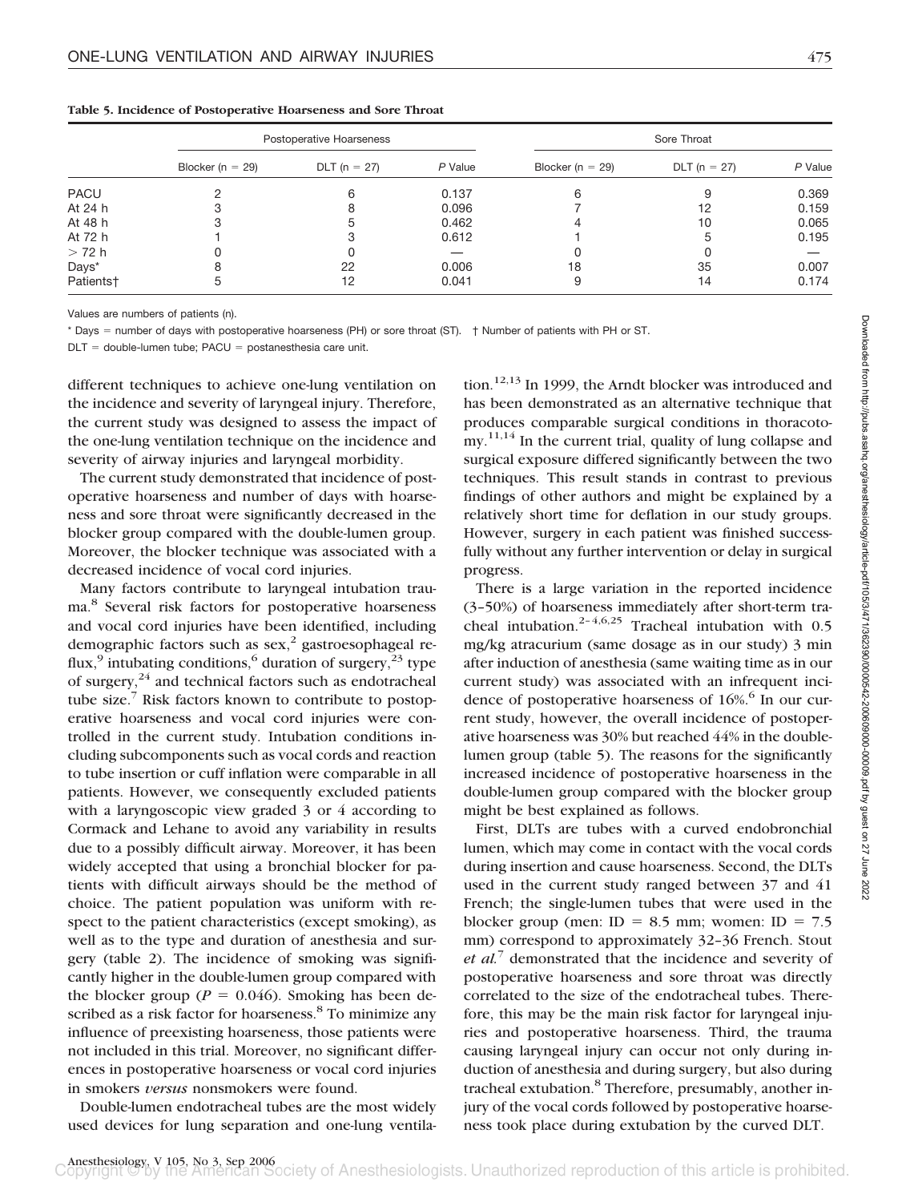**Table 5. Incidence of Postoperative Hoarseness and Sore Throat**

| | Postoperative Hoarseness | | | Sore Throat | | |
|---|---|---|---|---|---|---|
| | Blocker (n = 29) | DLT (n = 27) | *P* Value | Blocker (n = 29) | DLT (n = 27) | *P* Value |
| PACU | 2 | 6 | 0.137 | 6 | 9 | 0.369 |
| At 24 h | 3 | 8 | 0.096 | 7 | 12 | 0.159 |
| At 48 h | 3 | 5 | 0.462 | 4 | 10 | 0.065 |
| At 72 h | 1 | 3 | 0.612 | 1 | 5 | 0.195 |
| > 72 h | 0 | 0 | — | 0 | 0 | — |
| Days* | 8 | 22 | 0.006 | 18 | 35 | 0.007 |
| Patients† | 5 | 12 | 0.041 | 9 | 14 | 0.174 |

Values are numbers of patients (n).

* Days = number of days with postoperative hoarseness (PH) or sore throat (ST). † Number of patients with PH or ST.

DLT = double-lumen tube; PACU = postanesthesia care unit.

different techniques to achieve one-lung ventilation on the incidence and severity of laryngeal injury. Therefore, the current study was designed to assess the impact of the one-lung ventilation technique on the incidence and severity of airway injuries and laryngeal morbidity.

The current study demonstrated that incidence of postoperative hoarseness and number of days with hoarseness and sore throat were significantly decreased in the blocker group compared with the double-lumen group. Moreover, the blocker technique was associated with a decreased incidence of vocal cord injuries.

Many factors contribute to laryngeal intubation trauma.[8] Several risk factors for postoperative hoarseness and vocal cord injuries have been identified, including demographic factors such as sex,[2] gastroesophageal reflux,[9] intubating conditions,[6] duration of surgery,[23] type of surgery,[24] and technical factors such as endotracheal tube size.[7] Risk factors known to contribute to postoperative hoarseness and vocal cord injuries were controlled in the current study. Intubation conditions including subcomponents such as vocal cords and reaction to tube insertion or cuff inflation were comparable in all patients. However, we consequently excluded patients with a laryngoscopic view graded 3 or 4 according to Cormack and Lehane to avoid any variability in results due to a possibly difficult airway. Moreover, it has been widely accepted that using a bronchial blocker for patients with difficult airways should be the method of choice. The patient population was uniform with respect to the patient characteristics (except smoking), as well as to the type and duration of anesthesia and surgery (table 2). The incidence of smoking was significantly higher in the double-lumen group compared with the blocker group ($P = 0.046$). Smoking has been described as a risk factor for hoarseness.[8] To minimize any influence of preexisting hoarseness, those patients were not included in this trial. Moreover, no significant differences in postoperative hoarseness or vocal cord injuries in smokers *versus* nonsmokers were found.

Double-lumen endotracheal tubes are the most widely used devices for lung separation and one-lung ventilation.[12,13] In 1999, the Arndt blocker was introduced and has been demonstrated as an alternative technique that produces comparable surgical conditions in thoracotomy.[11,14] In the current trial, quality of lung collapse and surgical exposure differed significantly between the two techniques. This result stands in contrast to previous findings of other authors and might be explained by a relatively short time for deflation in our study groups. However, surgery in each patient was finished successfully without any further intervention or delay in surgical progress.

There is a large variation in the reported incidence (3–50%) of hoarseness immediately after short-term tracheal intubation.[2–4,6,25] Tracheal intubation with 0.5 mg/kg atracurium (same dosage as in our study) 3 min after induction of anesthesia (same waiting time as in our current study) was associated with an infrequent incidence of postoperative hoarseness of 16%.[6] In our current study, however, the overall incidence of postoperative hoarseness was 30% but reached 44% in the double-lumen group (table 5). The reasons for the significantly increased incidence of postoperative hoarseness in the double-lumen group compared with the blocker group might be best explained as follows.

First, DLTs are tubes with a curved endobronchial lumen, which may come in contact with the vocal cords during insertion and cause hoarseness. Second, the DLTs used in the current study ranged between 37 and 41 French; the single-lumen tubes that were used in the blocker group (men: ID = 8.5 mm; women: ID = 7.5 mm) correspond to approximately 32–36 French. Stout *et al.*[7] demonstrated that the incidence and severity of postoperative hoarseness and sore throat was directly correlated to the size of the endotracheal tubes. Therefore, this may be the main risk factor for laryngeal injuries and postoperative hoarseness. Third, the trauma causing laryngeal injury can occur not only during induction of anesthesia and during surgery, but also during tracheal extubation.[8] Therefore, presumably, another injury of the vocal cords followed by postoperative hoarseness took place during extubation by the curved DLT.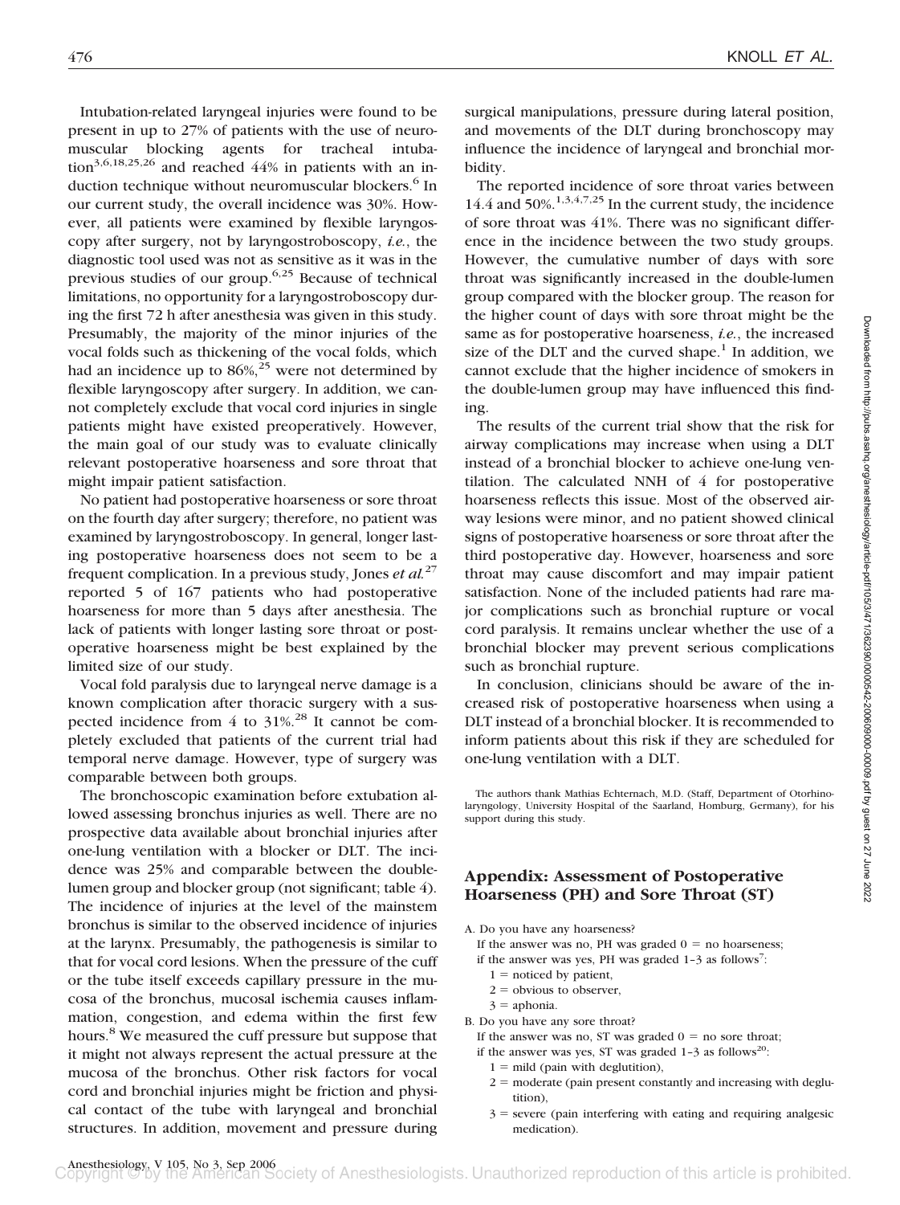Intubation-related laryngeal injuries were found to be present in up to 27% of patients with the use of neuromuscular blocking agents for tracheal intubation[3,6,18,25,26] and reached 44% in patients with an induction technique without neuromuscular blockers.[6] In our current study, the overall incidence was 30%. However, all patients were examined by flexible laryngoscopy after surgery, not by laryngostroboscopy, *i.e.*, the diagnostic tool used was not as sensitive as it was in the previous studies of our group.[6,25] Because of technical limitations, no opportunity for a laryngostroboscopy during the first 72 h after anesthesia was given in this study. Presumably, the majority of the minor injuries of the vocal folds such as thickening of the vocal folds, which had an incidence up to 86%,[25] were not determined by flexible laryngoscopy after surgery. In addition, we cannot completely exclude that vocal cord injuries in single patients might have existed preoperatively. However, the main goal of our study was to evaluate clinically relevant postoperative hoarseness and sore throat that might impair patient satisfaction.

No patient had postoperative hoarseness or sore throat on the fourth day after surgery; therefore, no patient was examined by laryngostroboscopy. In general, longer lasting postoperative hoarseness does not seem to be a frequent complication. In a previous study, Jones *et al.*[27] reported 5 of 167 patients who had postoperative hoarseness for more than 5 days after anesthesia. The lack of patients with longer lasting sore throat or postoperative hoarseness might be best explained by the limited size of our study.

Vocal fold paralysis due to laryngeal nerve damage is a known complication after thoracic surgery with a suspected incidence from 4 to 31%.[28] It cannot be completely excluded that patients of the current trial had temporal nerve damage. However, type of surgery was comparable between both groups.

The bronchoscopic examination before extubation allowed assessing bronchus injuries as well. There are no prospective data available about bronchial injuries after one-lung ventilation with a blocker or DLT. The incidence was 25% and comparable between the double-lumen group and blocker group (not significant; table 4). The incidence of injuries at the level of the mainstem bronchus is similar to the observed incidence of injuries at the larynx. Presumably, the pathogenesis is similar to that for vocal cord lesions. When the pressure of the cuff or the tube itself exceeds capillary pressure in the mucosa of the bronchus, mucosal ischemia causes inflammation, congestion, and edema within the first few hours.[8] We measured the cuff pressure but suppose that it might not always represent the actual pressure at the mucosa of the bronchus. Other risk factors for vocal cord and bronchial injuries might be friction and physical contact of the tube with laryngeal and bronchial structures. In addition, movement and pressure during surgical manipulations, pressure during lateral position, and movements of the DLT during bronchoscopy may influence the incidence of laryngeal and bronchial morbidity.

The reported incidence of sore throat varies between 14.4 and 50%.[1,3,4,7,25] In the current study, the incidence of sore throat was 41%. There was no significant difference in the incidence between the two study groups. However, the cumulative number of days with sore throat was significantly increased in the double-lumen group compared with the blocker group. The reason for the higher count of days with sore throat might be the same as for postoperative hoarseness, *i.e.*, the increased size of the DLT and the curved shape.[1] In addition, we cannot exclude that the higher incidence of smokers in the double-lumen group may have influenced this finding.

The results of the current trial show that the risk for airway complications may increase when using a DLT instead of a bronchial blocker to achieve one-lung ventilation. The calculated NNH of 4 for postoperative hoarseness reflects this issue. Most of the observed airway lesions were minor, and no patient showed clinical signs of postoperative hoarseness or sore throat after the third postoperative day. However, hoarseness and sore throat may cause discomfort and may impair patient satisfaction. None of the included patients had rare major complications such as bronchial rupture or vocal cord paralysis. It remains unclear whether the use of a bronchial blocker may prevent serious complications such as bronchial rupture.

In conclusion, clinicians should be aware of the increased risk of postoperative hoarseness when using a DLT instead of a bronchial blocker. It is recommended to inform patients about this risk if they are scheduled for one-lung ventilation with a DLT.

The authors thank Mathias Echternach, M.D. (Staff, Department of Otorhinolaryngology, University Hospital of the Saarland, Homburg, Germany), for his support during this study.

## Appendix: Assessment of Postoperative Hoarseness (PH) and Sore Throat (ST)

A. Do you have any hoarseness?
   If the answer was no, PH was graded 0 = no hoarseness;
   if the answer was yes, PH was graded 1–3 as follows[7]:
   - 1 = noticed by patient,
   - 2 = obvious to observer,
   - 3 = aphonia.

B. Do you have any sore throat?
   If the answer was no, ST was graded 0 = no sore throat;
   if the answer was yes, ST was graded 1–3 as follows[20]:
   - 1 = mild (pain with deglutition),
   - 2 = moderate (pain present constantly and increasing with deglutition),
   - 3 = severe (pain interfering with eating and requiring analgesic medication).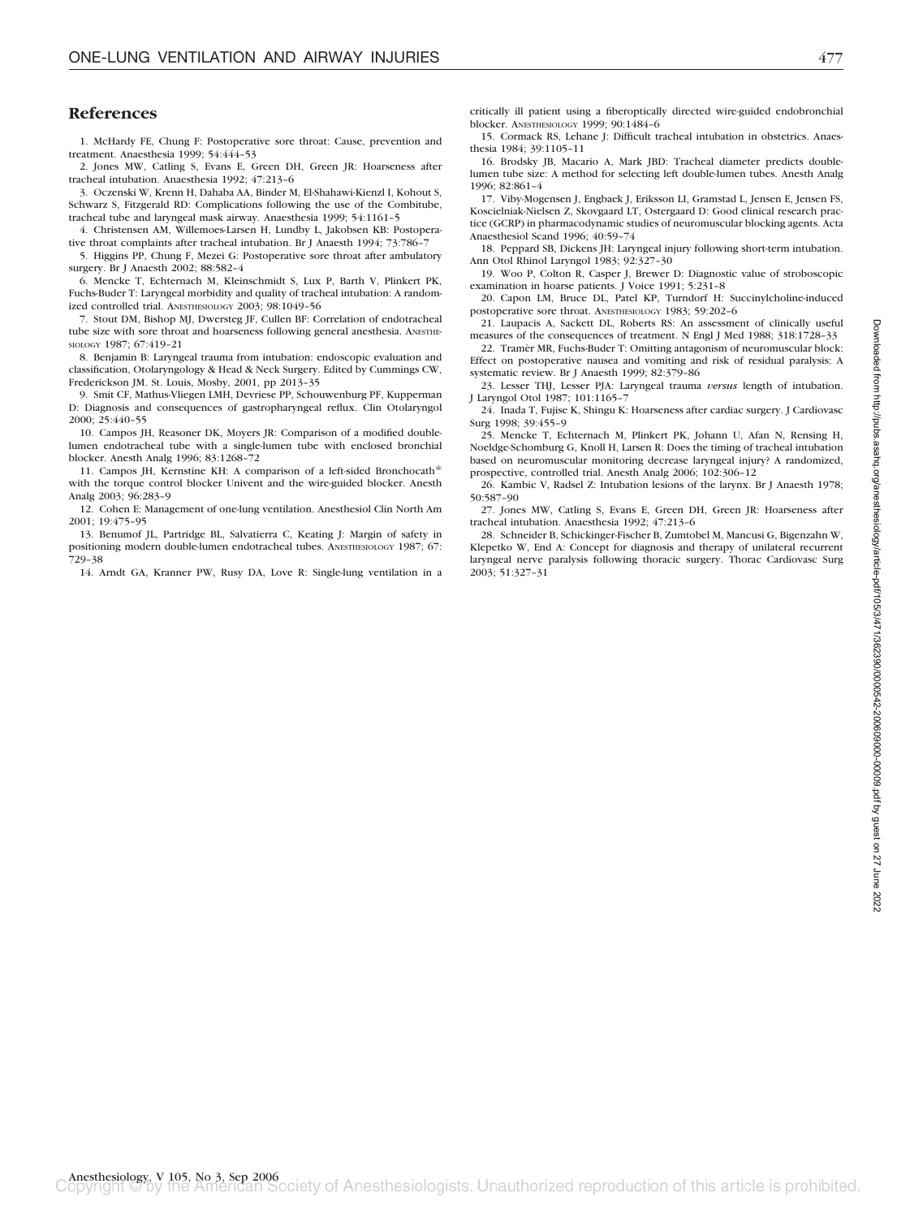## References

1. McHardy FE, Chung F: Postoperative sore throat: Cause, prevention and treatment. Anaesthesia 1999; 54:444–53

2. Jones MW, Catling S, Evans E, Green DH, Green JR: Hoarseness after tracheal intubation. Anaesthesia 1992; 47:213–6

3. Oczenski W, Krenn H, Dahaba AA, Binder M, El-Shahawi-Kienzl I, Kohout S, Schwarz S, Fitzgerald RD: Complications following the use of the Combitube, tracheal tube and laryngeal mask airway. Anaesthesia 1999; 54:1161–5

4. Christensen AM, Willemoes-Larsen H, Lundby L, Jakobsen KB: Postoperative throat complaints after tracheal intubation. Br J Anaesth 1994; 73:786–7

5. Higgins PP, Chung F, Mezei G: Postoperative sore throat after ambulatory surgery. Br J Anaesth 2002; 88:582–4

6. Mencke T, Echternach M, Kleinschmidt S, Lux P, Barth V, Plinkert PK, Fuchs-Buder T: Laryngeal morbidity and quality of tracheal intubation: A randomized controlled trial. ANESTHESIOLOGY 2003; 98:1049–56

7. Stout DM, Bishop MJ, Dwersteg JF, Cullen BF: Correlation of endotracheal tube size with sore throat and hoarseness following general anesthesia. ANESTHESIOLOGY 1987; 67:419–21

8. Benjamin B: Laryngeal trauma from intubation: endoscopic evaluation and classification, Otolaryngology & Head & Neck Surgery. Edited by Cummings CW, Frederickson JM. St. Louis, Mosby, 2001, pp 2013–35

9. Smit CF, Mathus-Vliegen LMH, Devriese PP, Schouwenburg PF, Kupperman D: Diagnosis and consequences of gastropharyngeal reflux. Clin Otolaryngol 2000; 25:440–55

10. Campos JH, Reasoner DK, Moyers JR: Comparison of a modified double-lumen endotracheal tube with a single-lumen tube with enclosed bronchial blocker. Anesth Analg 1996; 83:1268–72

11. Campos JH, Kernstine KH: A comparison of a left-sided Bronchocath® with the torque control blocker Univent and the wire-guided blocker. Anesth Analg 2003; 96:283–9

12. Cohen E: Management of one-lung ventilation. Anesthesiol Clin North Am 2001; 19:475–95

13. Benumof JL, Partridge BL, Salvatierra C, Keating J: Margin of safety in positioning modern double-lumen endotracheal tubes. ANESTHESIOLOGY 1987; 67:729–38

14. Arndt GA, Kranner PW, Rusy DA, Love R: Single-lung ventilation in a critically ill patient using a fiberoptically directed wire-guided endobronchial blocker. ANESTHESIOLOGY 1999; 90:1484–6

15. Cormack RS, Lehane J: Difficult tracheal intubation in obstetrics. Anaesthesia 1984; 39:1105–11

16. Brodsky JB, Macario A, Mark JBD: Tracheal diameter predicts double-lumen tube size: A method for selecting left double-lumen tubes. Anesth Analg 1996; 82:861–4

17. Viby-Mogensen J, Engbaek J, Eriksson LI, Gramstad L, Jensen E, Jensen FS, Koscielniak-Nielsen Z, Skovgaard LT, Ostergaard D: Good clinical research practice (GCRP) in pharmacodynamic studies of neuromuscular blocking agents. Acta Anaesthesiol Scand 1996; 40:59–74

18. Peppard SB, Dickens JH: Laryngeal injury following short-term intubation. Ann Otol Rhinol Laryngol 1983; 92:327–30

19. Woo P, Colton R, Casper J, Brewer D: Diagnostic value of stroboscopic examination in hoarse patients. J Voice 1991; 5:231–8

20. Capon LM, Bruce DL, Patel KP, Turndorf H: Succinylcholine-induced postoperative sore throat. ANESTHESIOLOGY 1983; 59:202–6

21. Laupacis A, Sackett DL, Roberts RS: An assessment of clinically useful measures of the consequences of treatment. N Engl J Med 1988; 318:1728–33

22. Tramèr MR, Fuchs-Buder T: Omitting antagonism of neuromuscular block: Effect on postoperative nausea and vomiting and risk of residual paralysis: A systematic review. Br J Anaesth 1999; 82:379–86

23. Lesser THJ, Lesser PJA: Laryngeal trauma *versus* length of intubation. J Laryngol Otol 1987; 101:1165–7

24. Inada T, Fujise K, Shingu K: Hoarseness after cardiac surgery. J Cardiovasc Surg 1998; 39:455–9

25. Mencke T, Echternach M, Plinkert PK, Johann U, Afan N, Rensing H, Noeldge-Schomburg G, Knoll H, Larsen R: Does the timing of tracheal intubation based on neuromuscular monitoring decrease laryngeal injury? A randomized, prospective, controlled trial. Anesth Analg 2006; 102:306–12

26. Kambic V, Radsel Z: Intubation lesions of the larynx. Br J Anaesth 1978; 50:587–90

27. Jones MW, Catling S, Evans E, Green DH, Green JR: Hoarseness after tracheal intubation. Anaesthesia 1992; 47:213–6

28. Schneider B, Schickinger-Fischer B, Zumtobel M, Mancusi G, Bigenzahn W, Klepetko W, End A: Concept for diagnosis and therapy of unilateral recurrent laryngeal nerve paralysis following thoracic surgery. Thorac Cardiovasc Surg 2003; 51:327–31